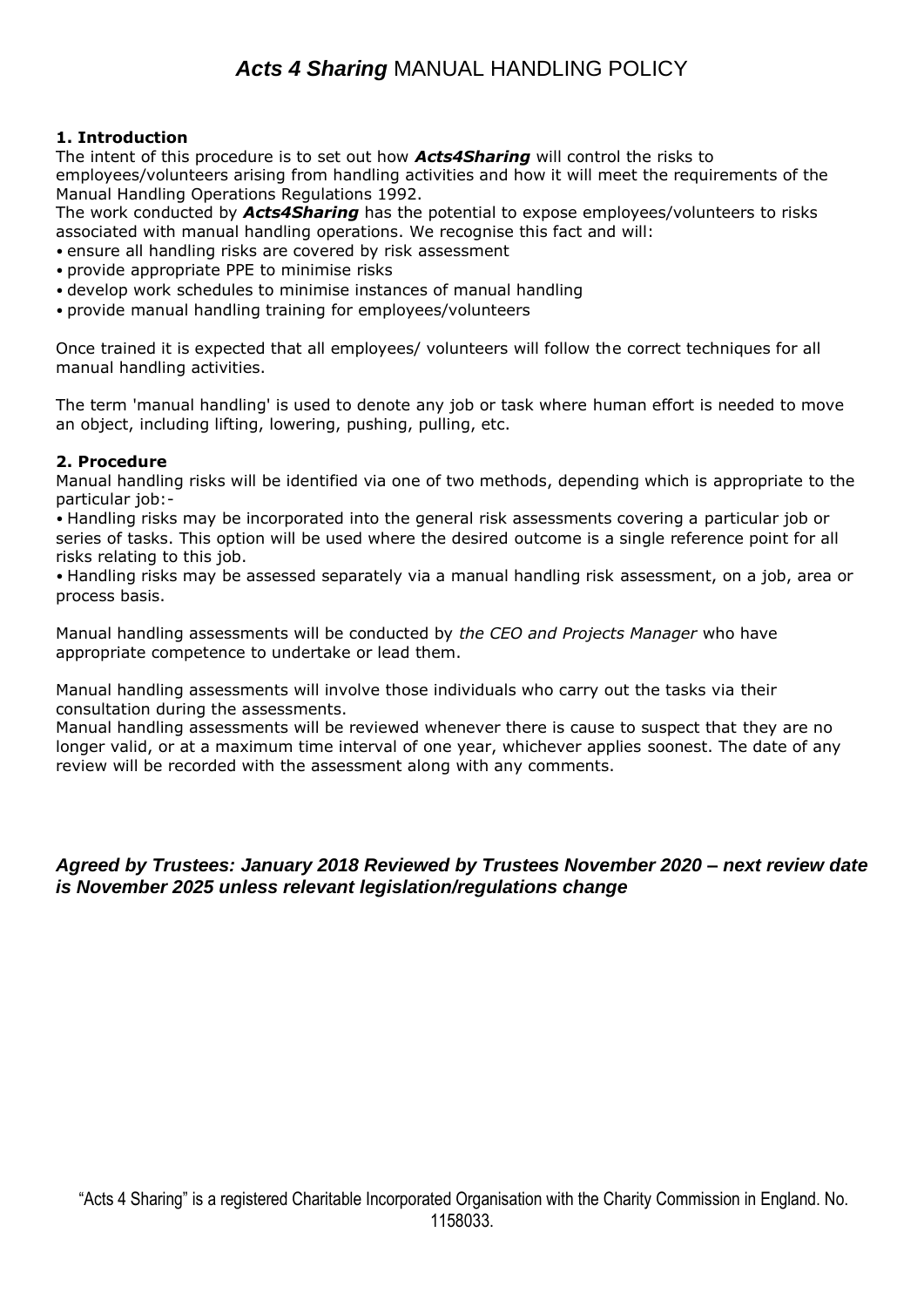# ***Acts 4 Sharing*** MANUAL HANDLING POLICY

**1. Introduction**

The intent of this procedure is to set out how ***Acts4Sharing*** will control the risks to employees/volunteers arising from handling activities and how it will meet the requirements of the Manual Handling Operations Regulations 1992.

The work conducted by ***Acts4Sharing*** has the potential to expose employees/volunteers to risks associated with manual handling operations. We recognise this fact and will:

- ensure all handling risks are covered by risk assessment
- provide appropriate PPE to minimise risks
- develop work schedules to minimise instances of manual handling
- provide manual handling training for employees/volunteers

Once trained it is expected that all employees/ volunteers will follow the correct techniques for all manual handling activities.

The term 'manual handling' is used to denote any job or task where human effort is needed to move an object, including lifting, lowering, pushing, pulling, etc.

**2. Procedure**

Manual handling risks will be identified via one of two methods, depending which is appropriate to the particular job:-

- Handling risks may be incorporated into the general risk assessments covering a particular job or series of tasks. This option will be used where the desired outcome is a single reference point for all risks relating to this job.
- Handling risks may be assessed separately via a manual handling risk assessment, on a job, area or process basis.

Manual handling assessments will be conducted by *the CEO and Projects Manager* who have appropriate competence to undertake or lead them.

Manual handling assessments will involve those individuals who carry out the tasks via their consultation during the assessments.

Manual handling assessments will be reviewed whenever there is cause to suspect that they are no longer valid, or at a maximum time interval of one year, whichever applies soonest. The date of any review will be recorded with the assessment along with any comments.

***Agreed by Trustees: January 2018 Reviewed by Trustees November 2020 – next review date is November 2025 unless relevant legislation/regulations change***

"Acts 4 Sharing" is a registered Charitable Incorporated Organisation with the Charity Commission in England. No. 1158033.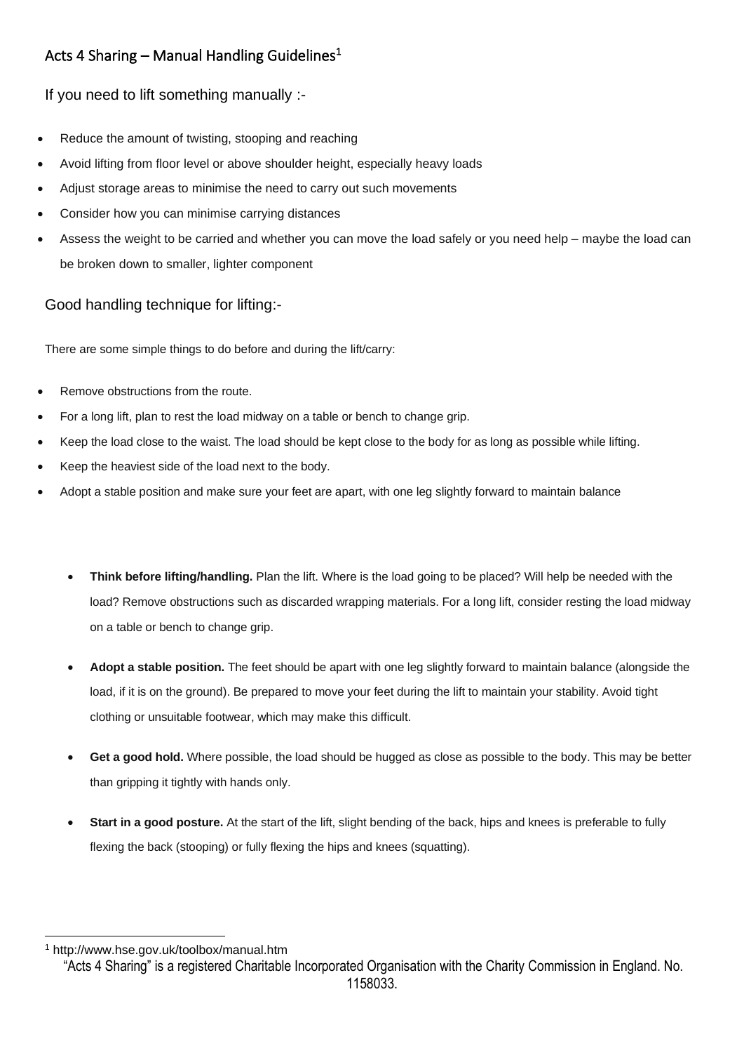## Acts 4 Sharing – Manual Handling Guidelines[1]

### If you need to lift something manually :-

- Reduce the amount of twisting, stooping and reaching
- Avoid lifting from floor level or above shoulder height, especially heavy loads
- Adjust storage areas to minimise the need to carry out such movements
- Consider how you can minimise carrying distances
- Assess the weight to be carried and whether you can move the load safely or you need help – maybe the load can be broken down to smaller, lighter component

### Good handling technique for lifting:-

There are some simple things to do before and during the lift/carry:

- Remove obstructions from the route.
- For a long lift, plan to rest the load midway on a table or bench to change grip.
- Keep the load close to the waist. The load should be kept close to the body for as long as possible while lifting.
- Keep the heaviest side of the load next to the body.
- Adopt a stable position and make sure your feet are apart, with one leg slightly forward to maintain balance

  - **Think before lifting/handling.** Plan the lift. Where is the load going to be placed? Will help be needed with the load? Remove obstructions such as discarded wrapping materials. For a long lift, consider resting the load midway on a table or bench to change grip.
  - **Adopt a stable position.** The feet should be apart with one leg slightly forward to maintain balance (alongside the load, if it is on the ground). Be prepared to move your feet during the lift to maintain your stability. Avoid tight clothing or unsuitable footwear, which may make this difficult.
  - **Get a good hold.** Where possible, the load should be hugged as close as possible to the body. This may be better than gripping it tightly with hands only.
  - **Start in a good posture.** At the start of the lift, slight bending of the back, hips and knees is preferable to fully flexing the back (stooping) or fully flexing the hips and knees (squatting).

[1] http://www.hse.gov.uk/toolbox/manual.htm

"Acts 4 Sharing" is a registered Charitable Incorporated Organisation with the Charity Commission in England. No. 1158033.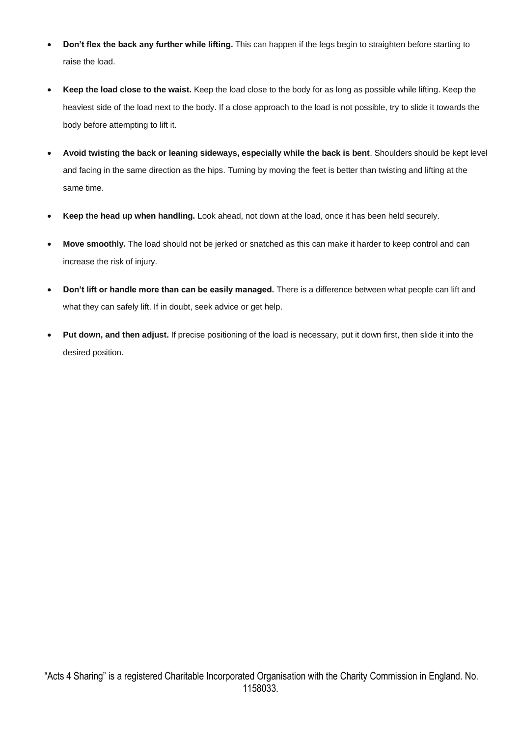- **Don't flex the back any further while lifting.** This can happen if the legs begin to straighten before starting to raise the load.
- **Keep the load close to the waist.** Keep the load close to the body for as long as possible while lifting. Keep the heaviest side of the load next to the body. If a close approach to the load is not possible, try to slide it towards the body before attempting to lift it.
- **Avoid twisting the back or leaning sideways, especially while the back is bent**. Shoulders should be kept level and facing in the same direction as the hips. Turning by moving the feet is better than twisting and lifting at the same time.
- **Keep the head up when handling.** Look ahead, not down at the load, once it has been held securely.
- **Move smoothly.** The load should not be jerked or snatched as this can make it harder to keep control and can increase the risk of injury.
- **Don't lift or handle more than can be easily managed.** There is a difference between what people can lift and what they can safely lift. If in doubt, seek advice or get help.
- **Put down, and then adjust.** If precise positioning of the load is necessary, put it down first, then slide it into the desired position.

"Acts 4 Sharing" is a registered Charitable Incorporated Organisation with the Charity Commission in England. No. 1158033.